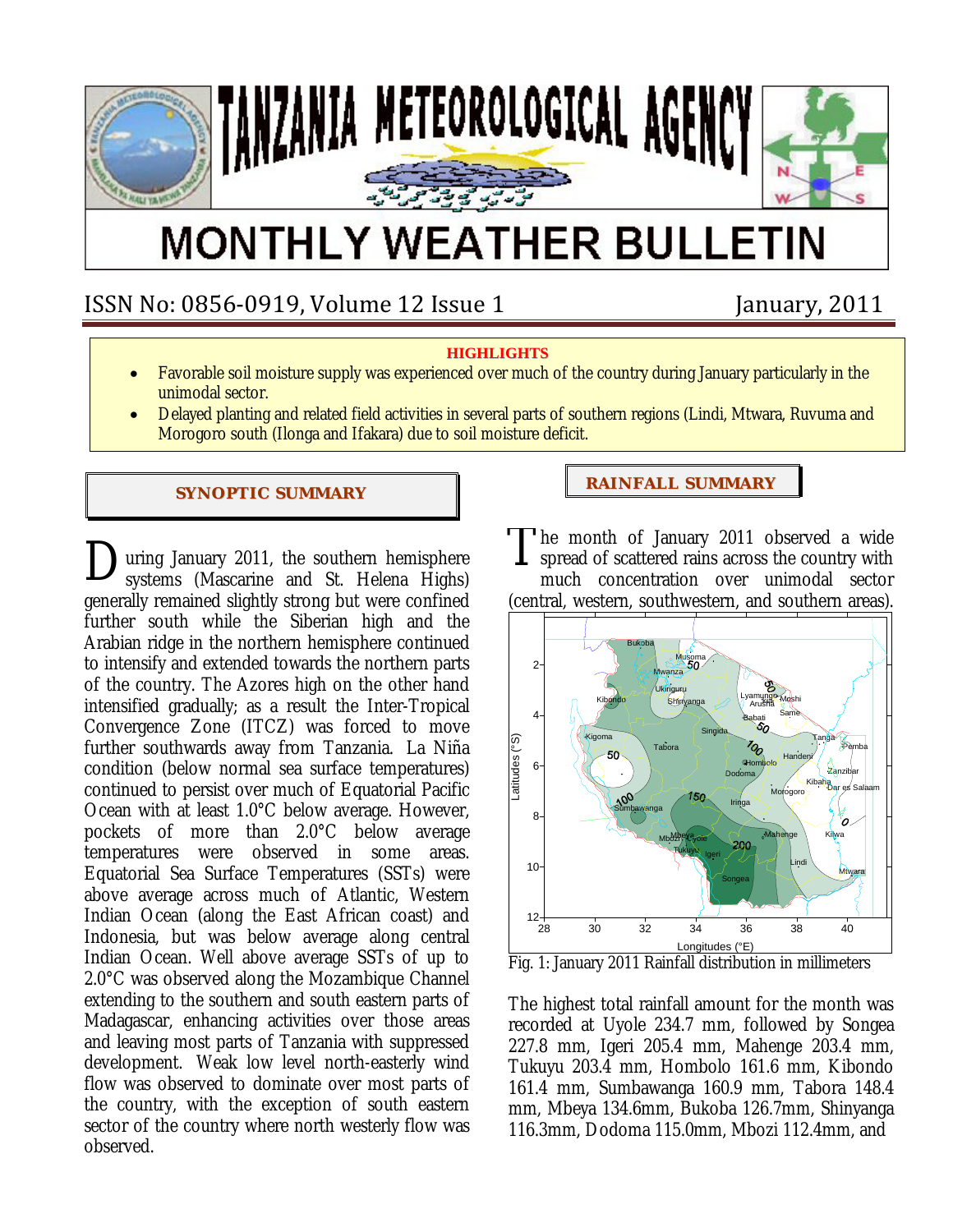# TANZANIA METEOROLOGICAL AGENCY

# MONTHLY WEATHER BULLETIN

ISSN No: 0856-0919, Volume 12 Issue 1 January, 2011

**HIGHLIGHTS**

- Favorable soil moisture supply was experienced over much of the country during January particularly in the unimodal sector.
- Delayed planting and related field activities in several parts of southern regions (Lindi, Mtwara, Ruvuma and Morogoro south (Ilonga and Ifakara) due to soil moisture deficit.

## SYNOPTIC SUMMARY

During January 2011, the southern hemisphere systems (Mascarine and St. Helena Highs) generally remained slightly strong but were confined further south while the Siberian high and the Arabian ridge in the northern hemisphere continued to intensify and extended towards the northern parts of the country. The Azores high on the other hand intensified gradually; as a result the Inter-Tropical Convergence Zone (ITCZ) was forced to move further southwards away from Tanzania. La Niña condition (below normal sea surface temperatures) continued to persist over much of Equatorial Pacific Ocean with at least 1.0°C below average. However, pockets of more than 2.0°C below average temperatures were observed in some areas. Equatorial Sea Surface Temperatures (SSTs) were above average across much of Atlantic, Western Indian Ocean (along the East African coast) and Indonesia, but was below average along central Indian Ocean. Well above average SSTs of up to 2.0°C was observed along the Mozambique Channel extending to the southern and south eastern parts of Madagascar, enhancing activities over those areas and leaving most parts of Tanzania with suppressed development. Weak low level north-easterly wind flow was observed to dominate over most parts of the country, with the exception of south eastern sector of the country where north westerly flow was observed.

## RAINFALL SUMMARY

The month of January 2011 observed a wide spread of scattered rains across the country with much concentration over unimodal sector (central, western, southwestern, and southern areas).

Fig. 1: January 2011 Rainfall distribution in millimeters

The highest total rainfall amount for the month was recorded at Uyole 234.7 mm, followed by Songea 227.8 mm, Igeri 205.4 mm, Mahenge 203.4 mm, Tukuyu 203.4 mm, Hombolo 161.6 mm, Kibondo 161.4 mm, Sumbawanga 160.9 mm, Tabora 148.4 mm, Mbeya 134.6mm, Bukoba 126.7mm, Shinyanga 116.3mm, Dodoma 115.0mm, Mbozi 112.4mm, and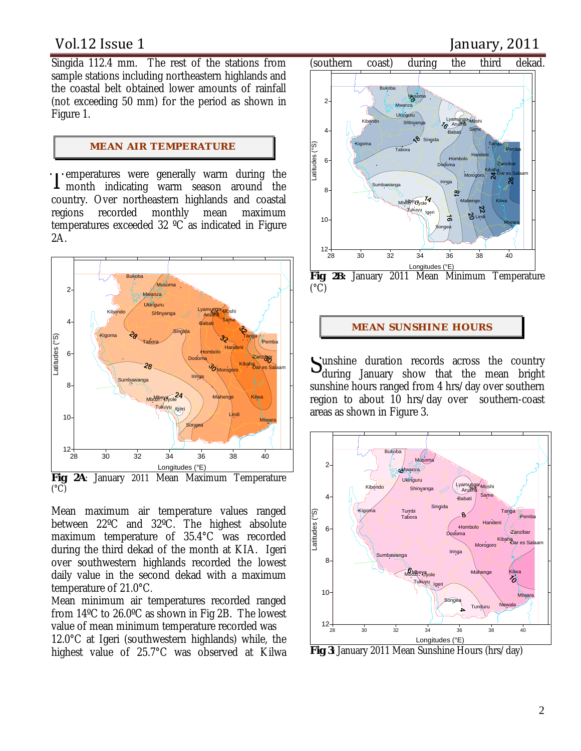Singida 112.4 mm. The rest of the stations from sample stations including northeastern highlands and the coastal belt obtained lower amounts of rainfall (not exceeding 50 mm) for the period as shown in Figure 1.

## MEAN AIR TEMPERATURE

Temperatures were generally warm during the month indicating warm season around the country. Over northeastern highlands and coastal regions recorded monthly mean maximum temperatures exceeded 32 ºC as indicated in Figure 2A.

**Fig 2A**: January 2011 Mean Maximum Temperature (°C)

Mean maximum air temperature values ranged between 22ºC and 32ºC. The highest absolute maximum temperature of 35.4°C was recorded during the third dekad of the month at KIA. Igeri over southwestern highlands recorded the lowest daily value in the second dekad with a maximum temperature of 21.0°C.

Mean minimum air temperatures recorded ranged from 14ºC to 26.0ºC as shown in Fig 2B. The lowest value of mean minimum temperature recorded was 12.0°C at Igeri (southwestern highlands) while, the highest value of 25.7°C was observed at Kilwa (southern coast) during the third dekad.

**Fig 2B:** January 2011 Mean Minimum Temperature (°C)

## MEAN SUNSHINE HOURS

Sunshine duration records across the country during January show that the mean bright sunshine hours ranged from 4 hrs/day over southern region to about 10 hrs/day over southern-coast areas as shown in Figure 3.

**Fig 3**: January 2011 Mean Sunshine Hours (hrs/day)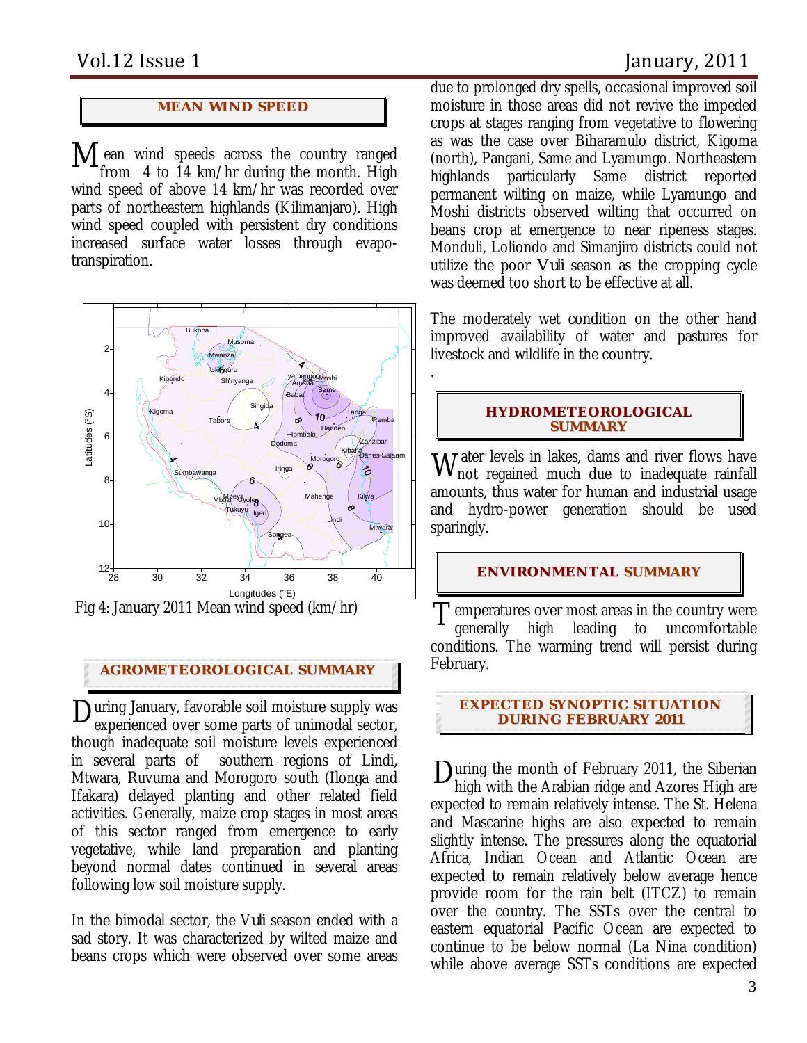## MEAN WIND SPEED

Mean wind speeds across the country ranged from 4 to 14 km/hr during the month. High wind speed of above 14 km/hr was recorded over parts of northeastern highlands (Kilimanjaro). High wind speed coupled with persistent dry conditions increased surface water losses through evapo-transpiration.

Fig 4: January 2011 Mean wind speed (km/hr)

## AGROMETEOROLOGICAL SUMMARY

During January, favorable soil moisture supply was experienced over some parts of unimodal sector, though inadequate soil moisture levels experienced in several parts of southern regions of Lindi, Mtwara, Ruvuma and Morogoro south (Ilonga and Ifakara) delayed planting and other related field activities. Generally, maize crop stages in most areas of this sector ranged from emergence to early vegetative, while land preparation and planting beyond normal dates continued in several areas following low soil moisture supply.

In the bimodal sector, the *Vuli* season ended with a sad story. It was characterized by wilted maize and beans crops which were observed over some areas due to prolonged dry spells, occasional improved soil moisture in those areas did not revive the impeded crops at stages ranging from vegetative to flowering as was the case over Biharamulo district, Kigoma (north), Pangani, Same and Lyamungo. Northeastern highlands particularly Same district reported permanent wilting on maize, while Lyamungo and Moshi districts observed wilting that occurred on beans crop at emergence to near ripeness stages. Monduli, Loliondo and Simanjiro districts could not utilize the poor *Vuli* season as the cropping cycle was deemed too short to be effective at all.

The moderately wet condition on the other hand improved availability of water and pastures for livestock and wildlife in the country.

## HYDROMETEOROLOGICAL SUMMARY

Water levels in lakes, dams and river flows have not regained much due to inadequate rainfall amounts, thus water for human and industrial usage and hydro-power generation should be used sparingly.

## ENVIRONMENTAL SUMMARY

Temperatures over most areas in the country were generally high leading to uncomfortable conditions. The warming trend will persist during February.

## EXPECTED SYNOPTIC SITUATION DURING FEBRUARY 2011

During the month of February 2011, the Siberian high with the Arabian ridge and Azores High are expected to remain relatively intense. The St. Helena and Mascarine highs are also expected to remain slightly intense. The pressures along the equatorial Africa, Indian Ocean and Atlantic Ocean are expected to remain relatively below average hence provide room for the rain belt (ITCZ) to remain over the country. The SSTs over the central to eastern equatorial Pacific Ocean are expected to continue to be below normal (La Nina condition) while above average SSTs conditions are expected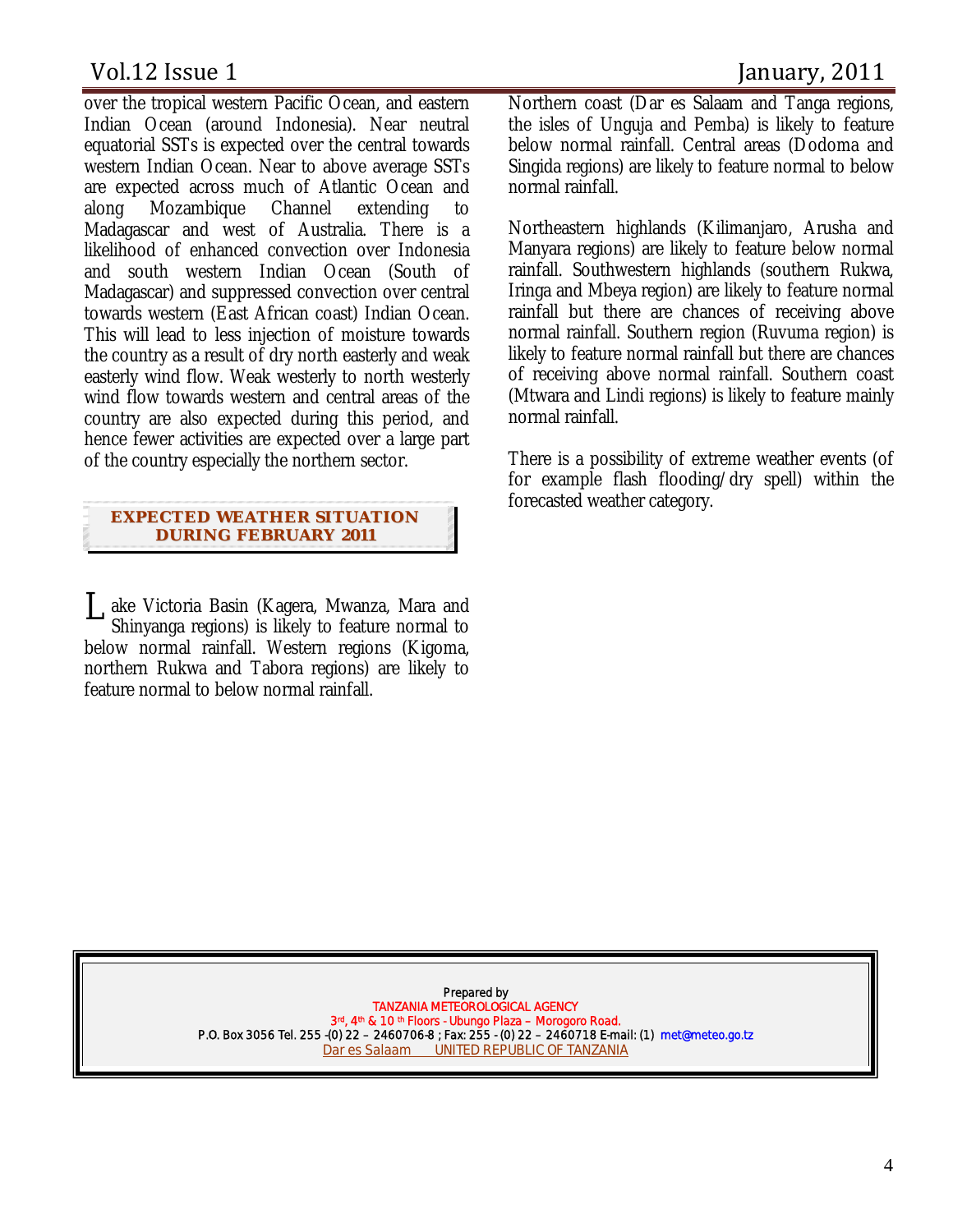over the tropical western Pacific Ocean, and eastern Indian Ocean (around Indonesia). Near neutral equatorial SSTs is expected over the central towards western Indian Ocean. Near to above average SSTs are expected across much of Atlantic Ocean and along Mozambique Channel extending to Madagascar and west of Australia. There is a likelihood of enhanced convection over Indonesia and south western Indian Ocean (South of Madagascar) and suppressed convection over central towards western (East African coast) Indian Ocean. This will lead to less injection of moisture towards the country as a result of dry north easterly and weak easterly wind flow. Weak westerly to north westerly wind flow towards western and central areas of the country are also expected during this period, and hence fewer activities are expected over a large part of the country especially the northern sector.

## EXPECTED WEATHER SITUATION DURING FEBRUARY 2011

Lake Victoria Basin (Kagera, Mwanza, Mara and Shinyanga regions) is likely to feature normal to below normal rainfall. Western regions (Kigoma, northern Rukwa and Tabora regions) are likely to feature normal to below normal rainfall.

Northern coast (Dar es Salaam and Tanga regions, the isles of Unguja and Pemba) is likely to feature below normal rainfall. Central areas (Dodoma and Singida regions) are likely to feature normal to below normal rainfall.

Northeastern highlands (Kilimanjaro, Arusha and Manyara regions) are likely to feature below normal rainfall. Southwestern highlands (southern Rukwa, Iringa and Mbeya region) are likely to feature normal rainfall but there are chances of receiving above normal rainfall. Southern region (Ruvuma region) is likely to feature normal rainfall but there are chances of receiving above normal rainfall. Southern coast (Mtwara and Lindi regions) is likely to feature mainly normal rainfall.

There is a possibility of extreme weather events (of for example flash flooding/dry spell) within the forecasted weather category.

Prepared by
TANZANIA METEOROLOGICAL AGENCY
3rd, 4th & 10th Floors - Ubungo Plaza – Morogoro Road.
P.O. Box 3056 Tel. 255 -(0) 22 – 2460706-8 ; Fax: 255 - (0) 22 – 2460718 E-mail: (1) met@meteo.go.tz
Dar es Salaam UNITED REPUBLIC OF TANZANIA